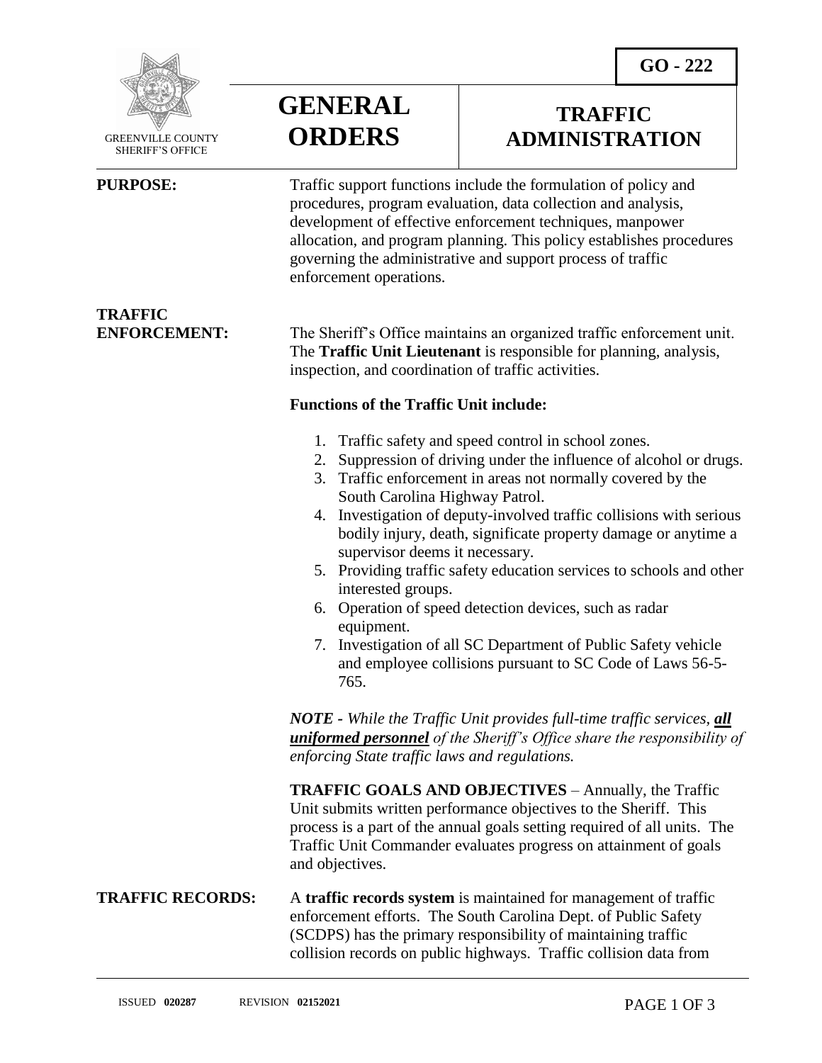GO - 222

GREENVILLE COUNTY SHERIFF'S OFFICE

# GENERAL ORDERS

# TRAFFIC ADMINISTRATION

**PURPOSE:**

Traffic support functions include the formulation of policy and procedures, program evaluation, data collection and analysis, development of effective enforcement techniques, manpower allocation, and program planning. This policy establishes procedures governing the administrative and support process of traffic enforcement operations.

**TRAFFIC ENFORCEMENT:**

The Sheriff's Office maintains an organized traffic enforcement unit. The **Traffic Unit Lieutenant** is responsible for planning, analysis, inspection, and coordination of traffic activities.

**Functions of the Traffic Unit include:**

1. Traffic safety and speed control in school zones.
2. Suppression of driving under the influence of alcohol or drugs.
3. Traffic enforcement in areas not normally covered by the South Carolina Highway Patrol.
4. Investigation of deputy-involved traffic collisions with serious bodily injury, death, significate property damage or anytime a supervisor deems it necessary.
5. Providing traffic safety education services to schools and other interested groups.
6. Operation of speed detection devices, such as radar equipment.
7. Investigation of all SC Department of Public Safety vehicle and employee collisions pursuant to SC Code of Laws 56-5-765.

***NOTE** - While the Traffic Unit provides full-time traffic services, **all uniformed personnel** of the Sheriff's Office share the responsibility of enforcing State traffic laws and regulations.*

**TRAFFIC GOALS AND OBJECTIVES** – Annually, the Traffic Unit submits written performance objectives to the Sheriff. This process is a part of the annual goals setting required of all units. The Traffic Unit Commander evaluates progress on attainment of goals and objectives.

**TRAFFIC RECORDS:**

A **traffic records system** is maintained for management of traffic enforcement efforts. The South Carolina Dept. of Public Safety (SCDPS) has the primary responsibility of maintaining traffic collision records on public highways. Traffic collision data from

ISSUED **020287** REVISION **02152021**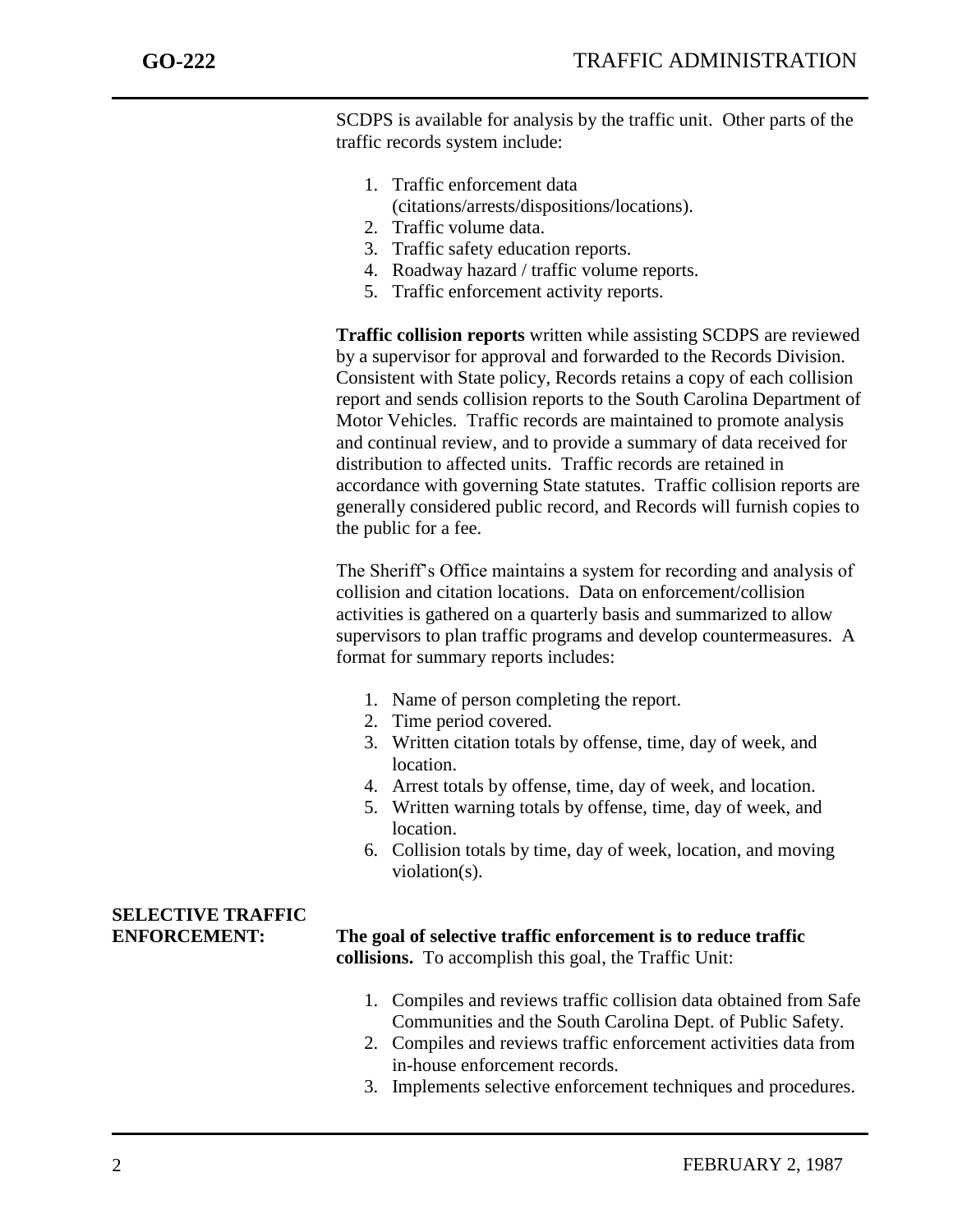SCDPS is available for analysis by the traffic unit. Other parts of the traffic records system include:

1. Traffic enforcement data (citations/arrests/dispositions/locations).
2. Traffic volume data.
3. Traffic safety education reports.
4. Roadway hazard / traffic volume reports.
5. Traffic enforcement activity reports.

**Traffic collision reports** written while assisting SCDPS are reviewed by a supervisor for approval and forwarded to the Records Division. Consistent with State policy, Records retains a copy of each collision report and sends collision reports to the South Carolina Department of Motor Vehicles. Traffic records are maintained to promote analysis and continual review, and to provide a summary of data received for distribution to affected units. Traffic records are retained in accordance with governing State statutes. Traffic collision reports are generally considered public record, and Records will furnish copies to the public for a fee.

The Sheriff's Office maintains a system for recording and analysis of collision and citation locations. Data on enforcement/collision activities is gathered on a quarterly basis and summarized to allow supervisors to plan traffic programs and develop countermeasures. A format for summary reports includes:

1. Name of person completing the report.
2. Time period covered.
3. Written citation totals by offense, time, day of week, and location.
4. Arrest totals by offense, time, day of week, and location.
5. Written warning totals by offense, time, day of week, and location.
6. Collision totals by time, day of week, location, and moving violation(s).

**SELECTIVE TRAFFIC ENFORCEMENT:**

**The goal of selective traffic enforcement is to reduce traffic collisions.** To accomplish this goal, the Traffic Unit:

1. Compiles and reviews traffic collision data obtained from Safe Communities and the South Carolina Dept. of Public Safety.
2. Compiles and reviews traffic enforcement activities data from in-house enforcement records.
3. Implements selective enforcement techniques and procedures.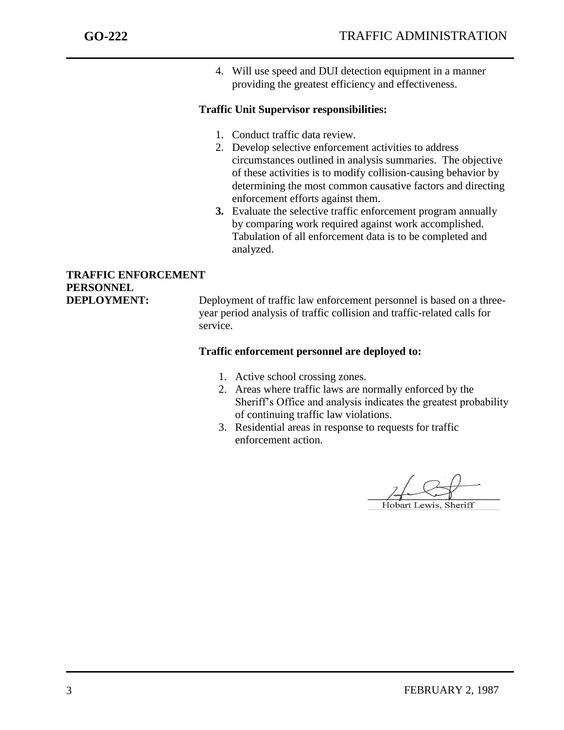4. Will use speed and DUI detection equipment in a manner providing the greatest efficiency and effectiveness.

**Traffic Unit Supervisor responsibilities:**

1. Conduct traffic data review.
2. Develop selective enforcement activities to address circumstances outlined in analysis summaries. The objective of these activities is to modify collision-causing behavior by determining the most common causative factors and directing enforcement efforts against them.
3. Evaluate the selective traffic enforcement program annually by comparing work required against work accomplished. Tabulation of all enforcement data is to be completed and analyzed.

**TRAFFIC ENFORCEMENT PERSONNEL DEPLOYMENT:**

Deployment of traffic law enforcement personnel is based on a three-year period analysis of traffic collision and traffic-related calls for service.

**Traffic enforcement personnel are deployed to:**

1. Active school crossing zones.
2. Areas where traffic laws are normally enforced by the Sheriff's Office and analysis indicates the greatest probability of continuing traffic law violations.
3. Residential areas in response to requests for traffic enforcement action.

Hobart Lewis, Sheriff

FEBRUARY 2, 1987